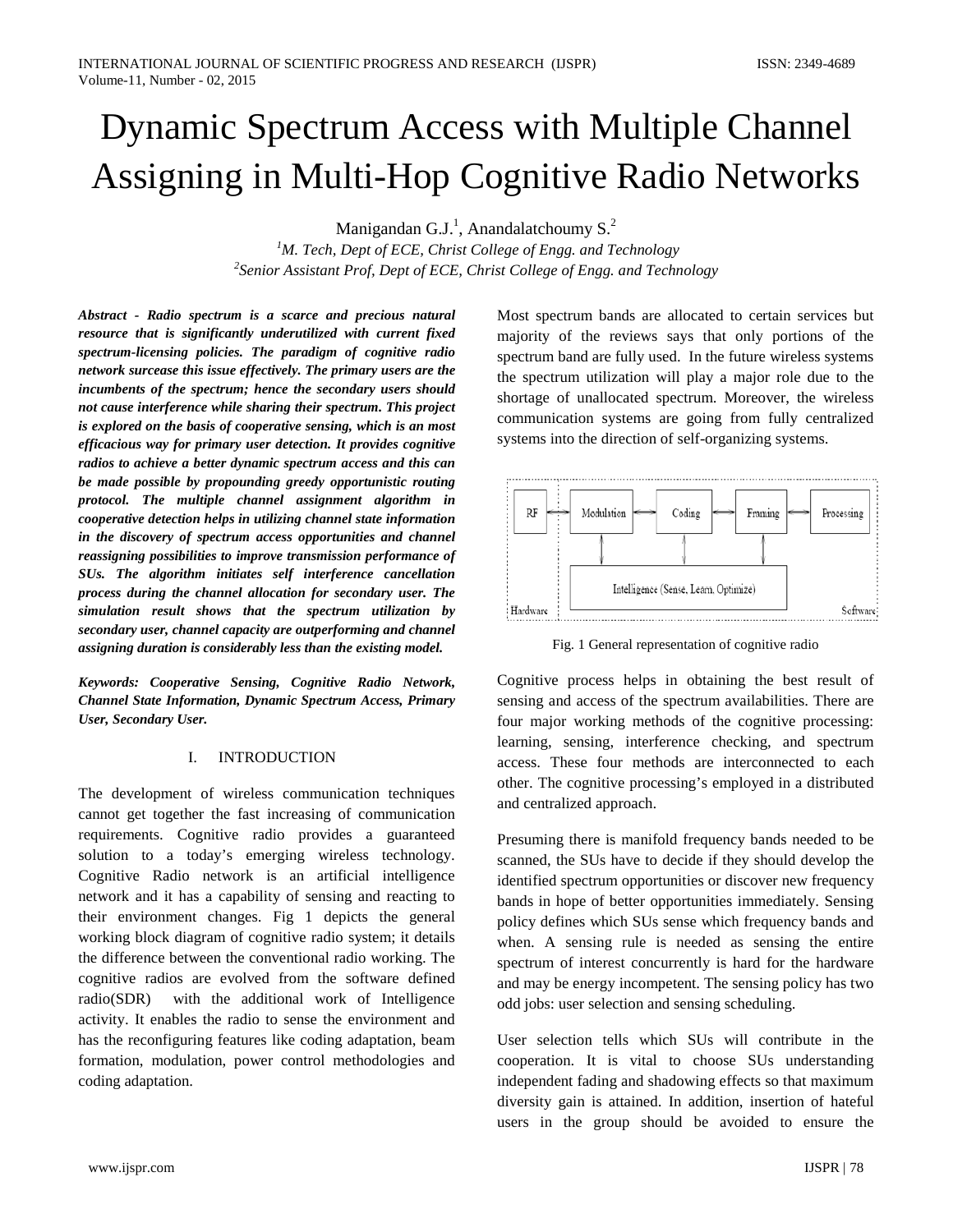# Dynamic Spectrum Access with Multiple Channel Assigning in Multi-Hop Cognitive Radio Networks

Manigandan G.J.[1], Anandalatchoumy S.[2]

[1]*M. Tech, Dept of ECE, Christ College of Engg. and Technology*

[2]*Senior Assistant Prof, Dept of ECE, Christ College of Engg. and Technology*

***Abstract - Radio spectrum is a scarce and precious natural resource that is significantly underutilized with current fixed spectrum-licensing policies. The paradigm of cognitive radio network surcease this issue effectively. The primary users are the incumbents of the spectrum; hence the secondary users should not cause interference while sharing their spectrum. This project is explored on the basis of cooperative sensing, which is an most efficacious way for primary user detection. It provides cognitive radios to achieve a better dynamic spectrum access and this can be made possible by propounding greedy opportunistic routing protocol. The multiple channel assignment algorithm in cooperative detection helps in utilizing channel state information in the discovery of spectrum access opportunities and channel reassigning possibilities to improve transmission performance of SUs. The algorithm initiates self interference cancellation process during the channel allocation for secondary user. The simulation result shows that the spectrum utilization by secondary user, channel capacity are outperforming and channel assigning duration is considerably less than the existing model.***

***Keywords: Cooperative Sensing, Cognitive Radio Network, Channel State Information, Dynamic Spectrum Access, Primary User, Secondary User.***

## I. INTRODUCTION

The development of wireless communication techniques cannot get together the fast increasing of communication requirements. Cognitive radio provides a guaranteed solution to a today's emerging wireless technology. Cognitive Radio network is an artificial intelligence network and it has a capability of sensing and reacting to their environment changes. Fig 1 depicts the general working block diagram of cognitive radio system; it details the difference between the conventional radio working. The cognitive radios are evolved from the software defined radio(SDR) with the additional work of Intelligence activity. It enables the radio to sense the environment and has the reconfiguring features like coding adaptation, beam formation, modulation, power control methodologies and coding adaptation.

Most spectrum bands are allocated to certain services but majority of the reviews says that only portions of the spectrum band are fully used. In the future wireless systems the spectrum utilization will play a major role due to the shortage of unallocated spectrum. Moreover, the wireless communication systems are going from fully centralized systems into the direction of self-organizing systems.

Fig. 1 General representation of cognitive radio

Cognitive process helps in obtaining the best result of sensing and access of the spectrum availabilities. There are four major working methods of the cognitive processing: learning, sensing, interference checking, and spectrum access. These four methods are interconnected to each other. The cognitive processing's employed in a distributed and centralized approach.

Presuming there is manifold frequency bands needed to be scanned, the SUs have to decide if they should develop the identified spectrum opportunities or discover new frequency bands in hope of better opportunities immediately. Sensing policy defines which SUs sense which frequency bands and when. A sensing rule is needed as sensing the entire spectrum of interest concurrently is hard for the hardware and may be energy incompetent. The sensing policy has two odd jobs: user selection and sensing scheduling.

User selection tells which SUs will contribute in the cooperation. It is vital to choose SUs understanding independent fading and shadowing effects so that maximum diversity gain is attained. In addition, insertion of hateful users in the group should be avoided to ensure the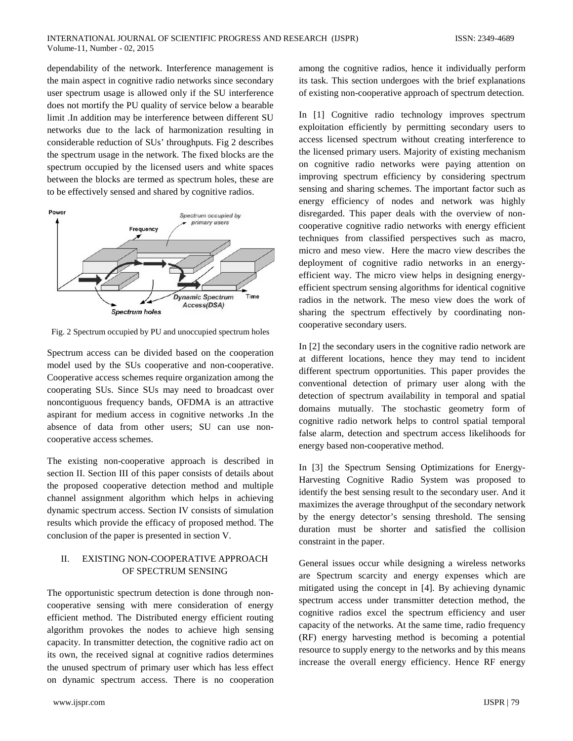dependability of the network. Interference management is the main aspect in cognitive radio networks since secondary user spectrum usage is allowed only if the SU interference does not mortify the PU quality of service below a bearable limit .In addition may be interference between different SU networks due to the lack of harmonization resulting in considerable reduction of SUs' throughputs. Fig 2 describes the spectrum usage in the network. The fixed blocks are the spectrum occupied by the licensed users and white spaces between the blocks are termed as spectrum holes, these are to be effectively sensed and shared by cognitive radios.

Fig. 2 Spectrum occupied by PU and unoccupied spectrum holes

Spectrum access can be divided based on the cooperation model used by the SUs cooperative and non-cooperative. Cooperative access schemes require organization among the cooperating SUs. Since SUs may need to broadcast over noncontiguous frequency bands, OFDMA is an attractive aspirant for medium access in cognitive networks .In the absence of data from other users; SU can use non-cooperative access schemes.

The existing non-cooperative approach is described in section II. Section III of this paper consists of details about the proposed cooperative detection method and multiple channel assignment algorithm which helps in achieving dynamic spectrum access. Section IV consists of simulation results which provide the efficacy of proposed method. The conclusion of the paper is presented in section V.

## II. EXISTING NON-COOPERATIVE APPROACH OF SPECTRUM SENSING

The opportunistic spectrum detection is done through non-cooperative sensing with mere consideration of energy efficient method. The Distributed energy efficient routing algorithm provokes the nodes to achieve high sensing capacity. In transmitter detection, the cognitive radio act on its own, the received signal at cognitive radios determines the unused spectrum of primary user which has less effect on dynamic spectrum access. There is no cooperation among the cognitive radios, hence it individually perform its task. This section undergoes with the brief explanations of existing non-cooperative approach of spectrum detection.

In [1] Cognitive radio technology improves spectrum exploitation efficiently by permitting secondary users to access licensed spectrum without creating interference to the licensed primary users. Majority of existing mechanism on cognitive radio networks were paying attention on improving spectrum efficiency by considering spectrum sensing and sharing schemes. The important factor such as energy efficiency of nodes and network was highly disregarded. This paper deals with the overview of non-cooperative cognitive radio networks with energy efficient techniques from classified perspectives such as macro, micro and meso view. Here the macro view describes the deployment of cognitive radio networks in an energy-efficient way. The micro view helps in designing energy-efficient spectrum sensing algorithms for identical cognitive radios in the network. The meso view does the work of sharing the spectrum effectively by coordinating non-cooperative secondary users.

In [2] the secondary users in the cognitive radio network are at different locations, hence they may tend to incident different spectrum opportunities. This paper provides the conventional detection of primary user along with the detection of spectrum availability in temporal and spatial domains mutually. The stochastic geometry form of cognitive radio network helps to control spatial temporal false alarm, detection and spectrum access likelihoods for energy based non-cooperative method.

In [3] the Spectrum Sensing Optimizations for Energy-Harvesting Cognitive Radio System was proposed to identify the best sensing result to the secondary user. And it maximizes the average throughput of the secondary network by the energy detector's sensing threshold. The sensing duration must be shorter and satisfied the collision constraint in the paper.

General issues occur while designing a wireless networks are Spectrum scarcity and energy expenses which are mitigated using the concept in [4]. By achieving dynamic spectrum access under transmitter detection method, the cognitive radios excel the spectrum efficiency and user capacity of the networks. At the same time, radio frequency (RF) energy harvesting method is becoming a potential resource to supply energy to the networks and by this means increase the overall energy efficiency. Hence RF energy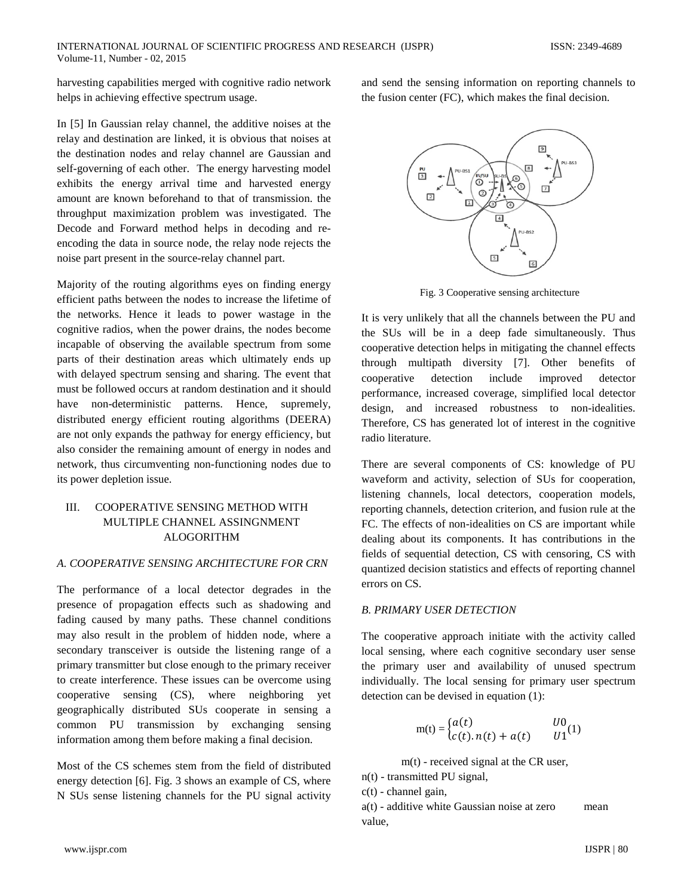harvesting capabilities merged with cognitive radio network helps in achieving effective spectrum usage.

In [5] In Gaussian relay channel, the additive noises at the relay and destination are linked, it is obvious that noises at the destination nodes and relay channel are Gaussian and self-governing of each other. The energy harvesting model exhibits the energy arrival time and harvested energy amount are known beforehand to that of transmission. the throughput maximization problem was investigated. The Decode and Forward method helps in decoding and re-encoding the data in source node, the relay node rejects the noise part present in the source-relay channel part.

Majority of the routing algorithms eyes on finding energy efficient paths between the nodes to increase the lifetime of the networks. Hence it leads to power wastage in the cognitive radios, when the power drains, the nodes become incapable of observing the available spectrum from some parts of their destination areas which ultimately ends up with delayed spectrum sensing and sharing. The event that must be followed occurs at random destination and it should have non-deterministic patterns. Hence, supremely, distributed energy efficient routing algorithms (DEERA) are not only expands the pathway for energy efficiency, but also consider the remaining amount of energy in nodes and network, thus circumventing non-functioning nodes due to its power depletion issue.

## III. COOPERATIVE SENSING METHOD WITH MULTIPLE CHANNEL ASSINGNMENT ALOGORITHM

### *A. COOPERATIVE SENSING ARCHITECTURE FOR CRN*

The performance of a local detector degrades in the presence of propagation effects such as shadowing and fading caused by many paths. These channel conditions may also result in the problem of hidden node, where a secondary transceiver is outside the listening range of a primary transmitter but close enough to the primary receiver to create interference. These issues can be overcome using cooperative sensing (CS), where neighboring yet geographically distributed SUs cooperate in sensing a common PU transmission by exchanging sensing information among them before making a final decision.

Most of the CS schemes stem from the field of distributed energy detection [6]. Fig. 3 shows an example of CS, where N SUs sense listening channels for the PU signal activity and send the sensing information on reporting channels to the fusion center (FC), which makes the final decision.

Fig. 3 Cooperative sensing architecture

It is very unlikely that all the channels between the PU and the SUs will be in a deep fade simultaneously. Thus cooperative detection helps in mitigating the channel effects through multipath diversity [7]. Other benefits of cooperative detection include improved detector performance, increased coverage, simplified local detector design, and increased robustness to non-idealities. Therefore, CS has generated lot of interest in the cognitive radio literature.

There are several components of CS: knowledge of PU waveform and activity, selection of SUs for cooperation, listening channels, local detectors, cooperation models, reporting channels, detection criterion, and fusion rule at the FC. The effects of non-idealities on CS are important while dealing about its components. It has contributions in the fields of sequential detection, CS with censoring, CS with quantized decision statistics and effects of reporting channel errors on CS.

### *B. PRIMARY USER DETECTION*

The cooperative approach initiate with the activity called local sensing, where each cognitive secondary user sense the primary user and availability of unused spectrum individually. The local sensing for primary user spectrum detection can be devised in equation (1):

$$m(t) = \begin{cases} a(t) & U0 \\ c(t).n(t) + a(t) & U1 \end{cases} \quad (1)$$

m(t) - received signal at the CR user,
n(t) - transmitted PU signal,
c(t) - channel gain,
a(t) - additive white Gaussian noise at zero mean value,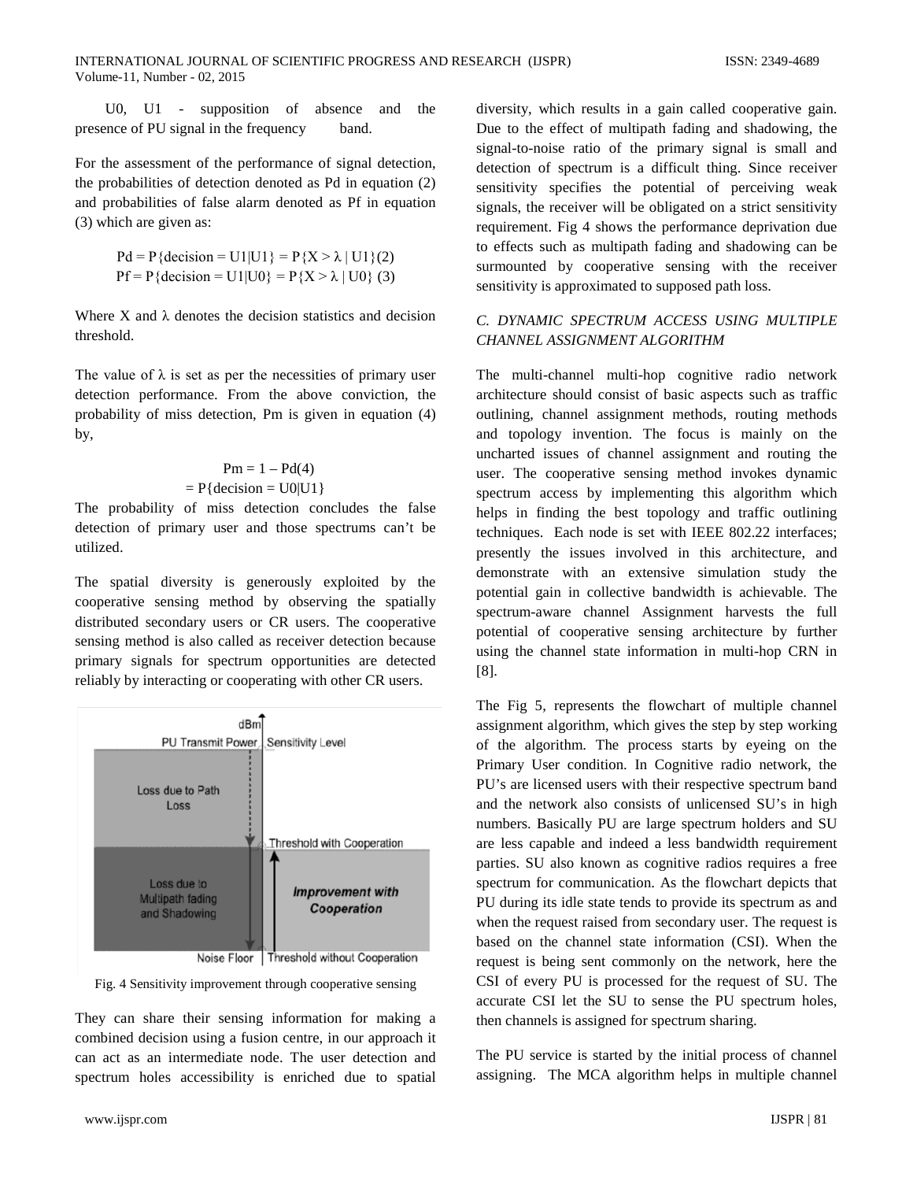U0, U1 - supposition of absence and the presence of PU signal in the frequency band.

For the assessment of the performance of signal detection, the probabilities of detection denoted as Pd in equation (2) and probabilities of false alarm denoted as Pf in equation (3) which are given as:

$$Pd = P\{decision = U1|U1\} = P\{X > \lambda \mid U1\} \quad (2)$$
$$Pf = P\{decision = U1|U0\} = P\{X > \lambda \mid U0\} \quad (3)$$

Where X and $\lambda$ denotes the decision statistics and decision threshold.

The value of $\lambda$ is set as per the necessities of primary user detection performance. From the above conviction, the probability of miss detection, Pm is given in equation (4) by,

$$Pm = 1 - Pd \quad (4)$$
$$= P\{decision = U0|U1\}$$

The probability of miss detection concludes the false detection of primary user and those spectrums can't be utilized.

The spatial diversity is generously exploited by the cooperative sensing method by observing the spatially distributed secondary users or CR users. The cooperative sensing method is also called as receiver detection because primary signals for spectrum opportunities are detected reliably by interacting or cooperating with other CR users.

Fig. 4 Sensitivity improvement through cooperative sensing

They can share their sensing information for making a combined decision using a fusion centre, in our approach it can act as an intermediate node. The user detection and spectrum holes accessibility is enriched due to spatial diversity, which results in a gain called cooperative gain. Due to the effect of multipath fading and shadowing, the signal-to-noise ratio of the primary signal is small and detection of spectrum is a difficult thing. Since receiver sensitivity specifies the potential of perceiving weak signals, the receiver will be obligated on a strict sensitivity requirement. Fig 4 shows the performance deprivation due to effects such as multipath fading and shadowing can be surmounted by cooperative sensing with the receiver sensitivity is approximated to supposed path loss.

### *C. DYNAMIC SPECTRUM ACCESS USING MULTIPLE CHANNEL ASSIGNMENT ALGORITHM*

The multi-channel multi-hop cognitive radio network architecture should consist of basic aspects such as traffic outlining, channel assignment methods, routing methods and topology invention. The focus is mainly on the uncharted issues of channel assignment and routing the user. The cooperative sensing method invokes dynamic spectrum access by implementing this algorithm which helps in finding the best topology and traffic outlining techniques. Each node is set with IEEE 802.22 interfaces; presently the issues involved in this architecture, and demonstrate with an extensive simulation study the potential gain in collective bandwidth is achievable. The spectrum-aware channel Assignment harvests the full potential of cooperative sensing architecture by further using the channel state information in multi-hop CRN in [8].

The Fig 5, represents the flowchart of multiple channel assignment algorithm, which gives the step by step working of the algorithm. The process starts by eyeing on the Primary User condition. In Cognitive radio network, the PU's are licensed users with their respective spectrum band and the network also consists of unlicensed SU's in high numbers. Basically PU are large spectrum holders and SU are less capable and indeed a less bandwidth requirement parties. SU also known as cognitive radios requires a free spectrum for communication. As the flowchart depicts that PU during its idle state tends to provide its spectrum as and when the request raised from secondary user. The request is based on the channel state information (CSI). When the request is being sent commonly on the network, here the CSI of every PU is processed for the request of SU. The accurate CSI let the SU to sense the PU spectrum holes, then channels is assigned for spectrum sharing.

The PU service is started by the initial process of channel assigning. The MCA algorithm helps in multiple channel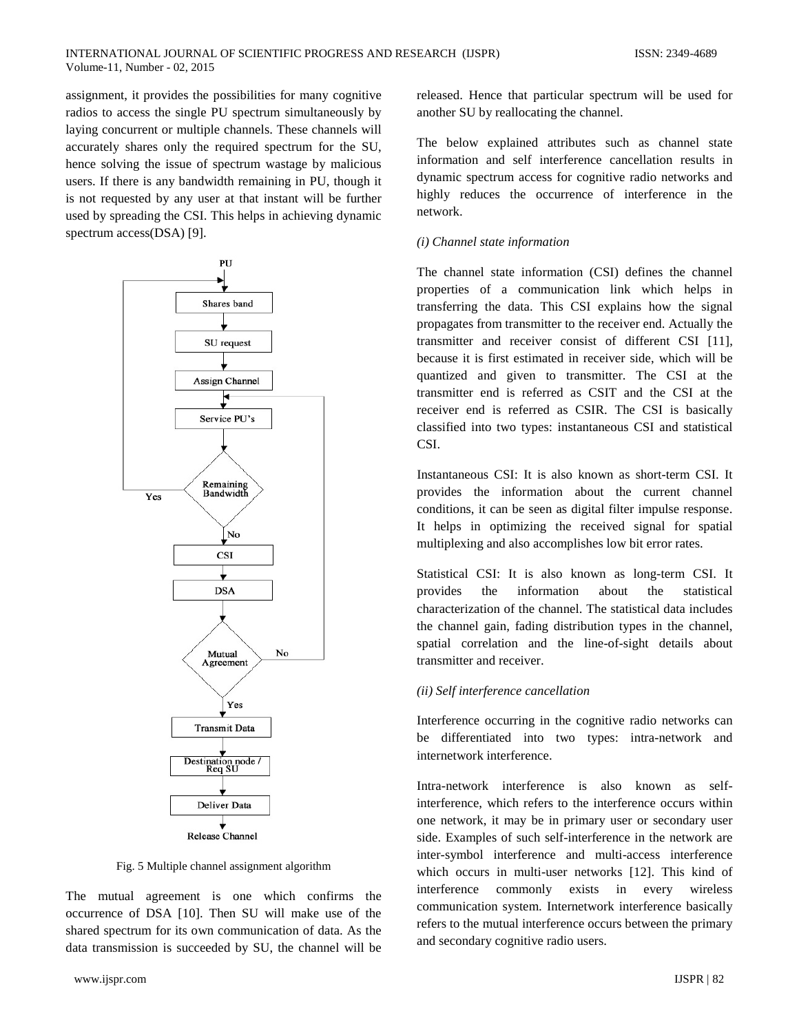assignment, it provides the possibilities for many cognitive radios to access the single PU spectrum simultaneously by laying concurrent or multiple channels. These channels will accurately shares only the required spectrum for the SU, hence solving the issue of spectrum wastage by malicious users. If there is any bandwidth remaining in PU, though it is not requested by any user at that instant will be further used by spreading the CSI. This helps in achieving dynamic spectrum access(DSA) [9].

Fig. 5 Multiple channel assignment algorithm

The mutual agreement is one which confirms the occurrence of DSA [10]. Then SU will make use of the shared spectrum for its own communication of data. As the data transmission is succeeded by SU, the channel will be released. Hence that particular spectrum will be used for another SU by reallocating the channel.

The below explained attributes such as channel state information and self interference cancellation results in dynamic spectrum access for cognitive radio networks and highly reduces the occurrence of interference in the network.

*(i) Channel state information*

The channel state information (CSI) defines the channel properties of a communication link which helps in transferring the data. This CSI explains how the signal propagates from transmitter to the receiver end. Actually the transmitter and receiver consist of different CSI [11], because it is first estimated in receiver side, which will be quantized and given to transmitter. The CSI at the transmitter end is referred as CSIT and the CSI at the receiver end is referred as CSIR. The CSI is basically classified into two types: instantaneous CSI and statistical CSI.

Instantaneous CSI: It is also known as short-term CSI. It provides the information about the current channel conditions, it can be seen as digital filter impulse response. It helps in optimizing the received signal for spatial multiplexing and also accomplishes low bit error rates.

Statistical CSI: It is also known as long-term CSI. It provides the information about the statistical characterization of the channel. The statistical data includes the channel gain, fading distribution types in the channel, spatial correlation and the line-of-sight details about transmitter and receiver.

*(ii) Self interference cancellation*

Interference occurring in the cognitive radio networks can be differentiated into two types: intra-network and internetwork interference.

Intra-network interference is also known as self-interference, which refers to the interference occurs within one network, it may be in primary user or secondary user side. Examples of such self-interference in the network are inter-symbol interference and multi-access interference which occurs in multi-user networks [12]. This kind of interference commonly exists in every wireless communication system. Internetwork interference basically refers to the mutual interference occurs between the primary and secondary cognitive radio users.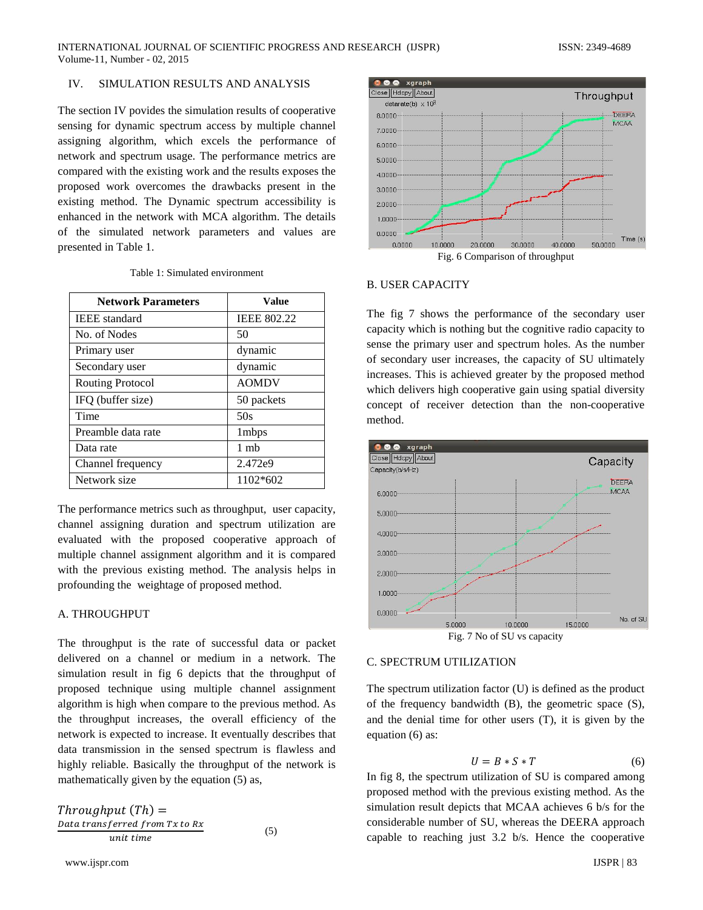## IV. SIMULATION RESULTS AND ANALYSIS

The section IV provides the simulation results of cooperative sensing for dynamic spectrum access by multiple channel assigning algorithm, which excels the performance of network and spectrum usage. The performance metrics are compared with the existing work and the results exposes the proposed work overcomes the drawbacks present in the existing method. The Dynamic spectrum accessibility is enhanced in the network with MCA algorithm. The details of the simulated network parameters and values are presented in Table 1.

Table 1: Simulated environment

| Network Parameters | Value |
|---|---|
| IEEE standard | IEEE 802.22 |
| No. of Nodes | 50 |
| Primary user | dynamic |
| Secondary user | dynamic |
| Routing Protocol | AOMDV |
| IFQ (buffer size) | 50 packets |
| Time | 50s |
| Preamble data rate | 1mbps |
| Data rate | 1 mb |
| Channel frequency | 2.472e9 |
| Network size | 1102*602 |

The performance metrics such as throughput, user capacity, channel assigning duration and spectrum utilization are evaluated with the proposed cooperative approach of multiple channel assignment algorithm and it is compared with the previous existing method. The analysis helps in profounding the weightage of proposed method.

### A. THROUGHPUT

The throughput is the rate of successful data or packet delivered on a channel or medium in a network. The simulation result in fig 6 depicts that the throughput of proposed technique using multiple channel assignment algorithm is high when compare to the previous method. As the throughput increases, the overall efficiency of the network is expected to increase. It eventually describes that data transmission in the sensed spectrum is flawless and highly reliable. Basically the throughput of the network is mathematically given by the equation (5) as,

$$Throughput\ (Th) = \frac{Data\ transferred\ from\ Tx\ to\ Rx}{unit\ time} \tag{5}$$

Fig. 6 Comparison of throughput

### B. USER CAPACITY

The fig 7 shows the performance of the secondary user capacity which is nothing but the cognitive radio capacity to sense the primary user and spectrum holes. As the number of secondary user increases, the capacity of SU ultimately increases. This is achieved greater by the proposed method which delivers high cooperative gain using spatial diversity concept of receiver detection than the non-cooperative method.

Fig. 7 No of SU vs capacity

### C. SPECTRUM UTILIZATION

The spectrum utilization factor (U) is defined as the product of the frequency bandwidth (B), the geometric space (S), and the denial time for other users (T), it is given by the equation (6) as:

$$U = B * S * T \tag{6}$$

In fig 8, the spectrum utilization of SU is compared among proposed method with the previous existing method. As the simulation result depicts that MCAA achieves 6 b/s for the considerable number of SU, whereas the DEERA approach capable to reaching just 3.2 b/s. Hence the cooperative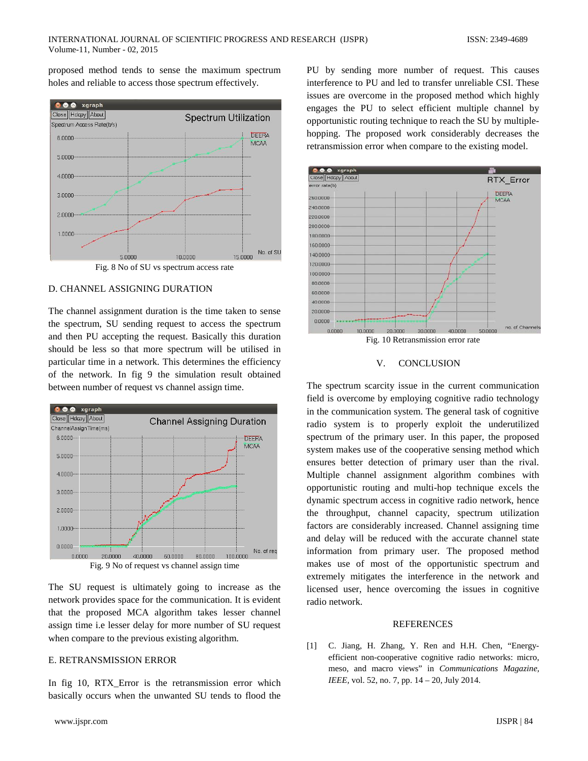proposed method tends to sense the maximum spectrum holes and reliable to access those spectrum effectively.

Fig. 8 No of SU vs spectrum access rate

### D. CHANNEL ASSIGNING DURATION

The channel assignment duration is the time taken to sense the spectrum, SU sending request to access the spectrum and then PU accepting the request. Basically this duration should be less so that more spectrum will be utilised in particular time in a network. This determines the efficiency of the network. In fig 9 the simulation result obtained between number of request vs channel assign time.

Fig. 9 No of request vs channel assign time

The SU request is ultimately going to increase as the network provides space for the communication. It is evident that the proposed MCA algorithm takes lesser channel assign time i.e lesser delay for more number of SU request when compare to the previous existing algorithm.

### E. RETRANSMISSION ERROR

In fig 10, RTX_Error is the retransmission error which basically occurs when the unwanted SU tends to flood the PU by sending more number of request. This causes interference to PU and led to transfer unreliable CSI. These issues are overcome in the proposed method which highly engages the PU to select efficient multiple channel by opportunistic routing technique to reach the SU by multiple-hopping. The proposed work considerably decreases the retransmission error when compare to the existing model.

Fig. 10 Retransmission error rate

## V. CONCLUSION

The spectrum scarcity issue in the current communication field is overcome by employing cognitive radio technology in the communication system. The general task of cognitive radio system is to properly exploit the underutilized spectrum of the primary user. In this paper, the proposed system makes use of the cooperative sensing method which ensures better detection of primary user than the rival. Multiple channel assignment algorithm combines with opportunistic routing and multi-hop technique excels the dynamic spectrum access in cognitive radio network, hence the throughput, channel capacity, spectrum utilization factors are considerably increased. Channel assigning time and delay will be reduced with the accurate channel state information from primary user. The proposed method makes use of most of the opportunistic spectrum and extremely mitigates the interference in the network and licensed user, hence overcoming the issues in cognitive radio network.

## REFERENCES

[1] C. Jiang, H. Zhang, Y. Ren and H.H. Chen, "Energy-efficient non-cooperative cognitive radio networks: micro, meso, and macro views" in *Communications Magazine, IEEE*, vol. 52, no. 7, pp. 14 – 20, July 2014.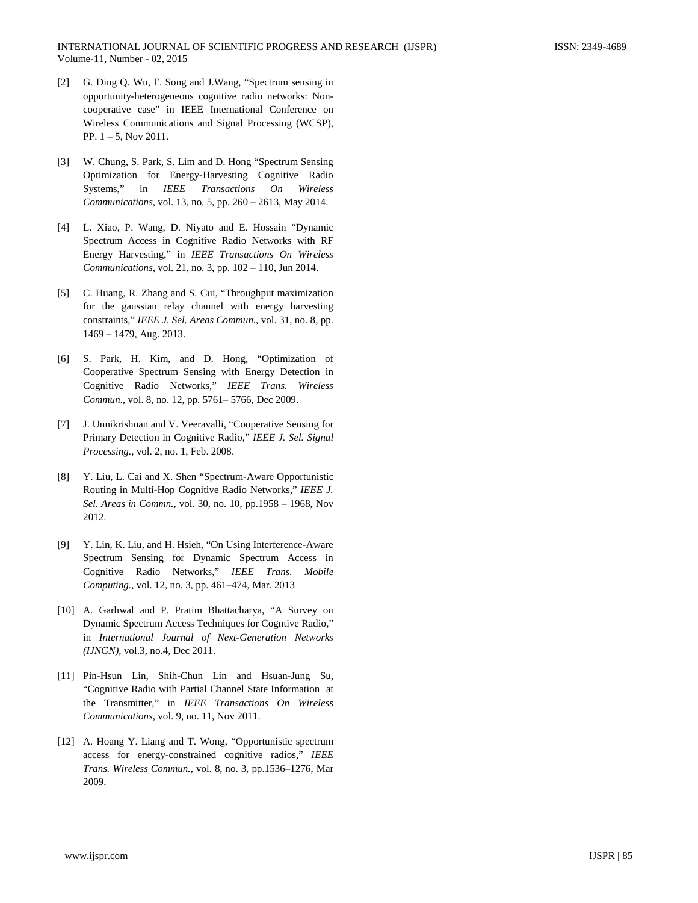[2] G. Ding Q. Wu, F. Song and J.Wang, "Spectrum sensing in opportunity-heterogeneous cognitive radio networks: Non-cooperative case" in IEEE International Conference on Wireless Communications and Signal Processing (WCSP), PP. 1 – 5, Nov 2011.

[3] W. Chung, S. Park, S. Lim and D. Hong "Spectrum Sensing Optimization for Energy-Harvesting Cognitive Radio Systems," in *IEEE Transactions On Wireless Communications*, vol. 13, no. 5, pp. 260 – 2613, May 2014.

[4] L. Xiao, P. Wang, D. Niyato and E. Hossain "Dynamic Spectrum Access in Cognitive Radio Networks with RF Energy Harvesting," in *IEEE Transactions On Wireless Communications,* vol. 21, no. 3, pp. 102 – 110, Jun 2014.

[5] C. Huang, R. Zhang and S. Cui, "Throughput maximization for the gaussian relay channel with energy harvesting constraints," *IEEE J. Sel. Areas Commun.*, vol. 31, no. 8, pp. 1469 – 1479, Aug. 2013.

[6] S. Park, H. Kim, and D. Hong, "Optimization of Cooperative Spectrum Sensing with Energy Detection in Cognitive Radio Networks," *IEEE Trans. Wireless Commun.*, vol. 8, no. 12, pp. 5761– 5766, Dec 2009.

[7] J. Unnikrishnan and V. Veeravalli, "Cooperative Sensing for Primary Detection in Cognitive Radio," *IEEE J. Sel. Signal Processing.*, vol. 2, no. 1, Feb. 2008.

[8] Y. Liu, L. Cai and X. Shen "Spectrum-Aware Opportunistic Routing in Multi-Hop Cognitive Radio Networks," *IEEE J. Sel. Areas in Commn.,* vol. 30, no. 10, pp.1958 – 1968, Nov 2012.

[9] Y. Lin, K. Liu, and H. Hsieh, "On Using Interference-Aware Spectrum Sensing for Dynamic Spectrum Access in Cognitive Radio Networks," *IEEE Trans. Mobile Computing.*, vol. 12, no. 3, pp. 461–474, Mar. 2013

[10] A. Garhwal and P. Pratim Bhattacharya, "A Survey on Dynamic Spectrum Access Techniques for Cogntive Radio," in *International Journal of Next-Generation Networks (IJNGN),* vol.3, no.4, Dec 2011.

[11] Pin-Hsun Lin, Shih-Chun Lin and Hsuan-Jung Su, "Cognitive Radio with Partial Channel State Information at the Transmitter," in *IEEE Transactions On Wireless Communications*, vol. 9, no. 11, Nov 2011.

[12] A. Hoang Y. Liang and T. Wong, "Opportunistic spectrum access for energy-constrained cognitive radios," *IEEE Trans. Wireless Commun.,* vol. 8, no. 3, pp.1536–1276, Mar 2009.